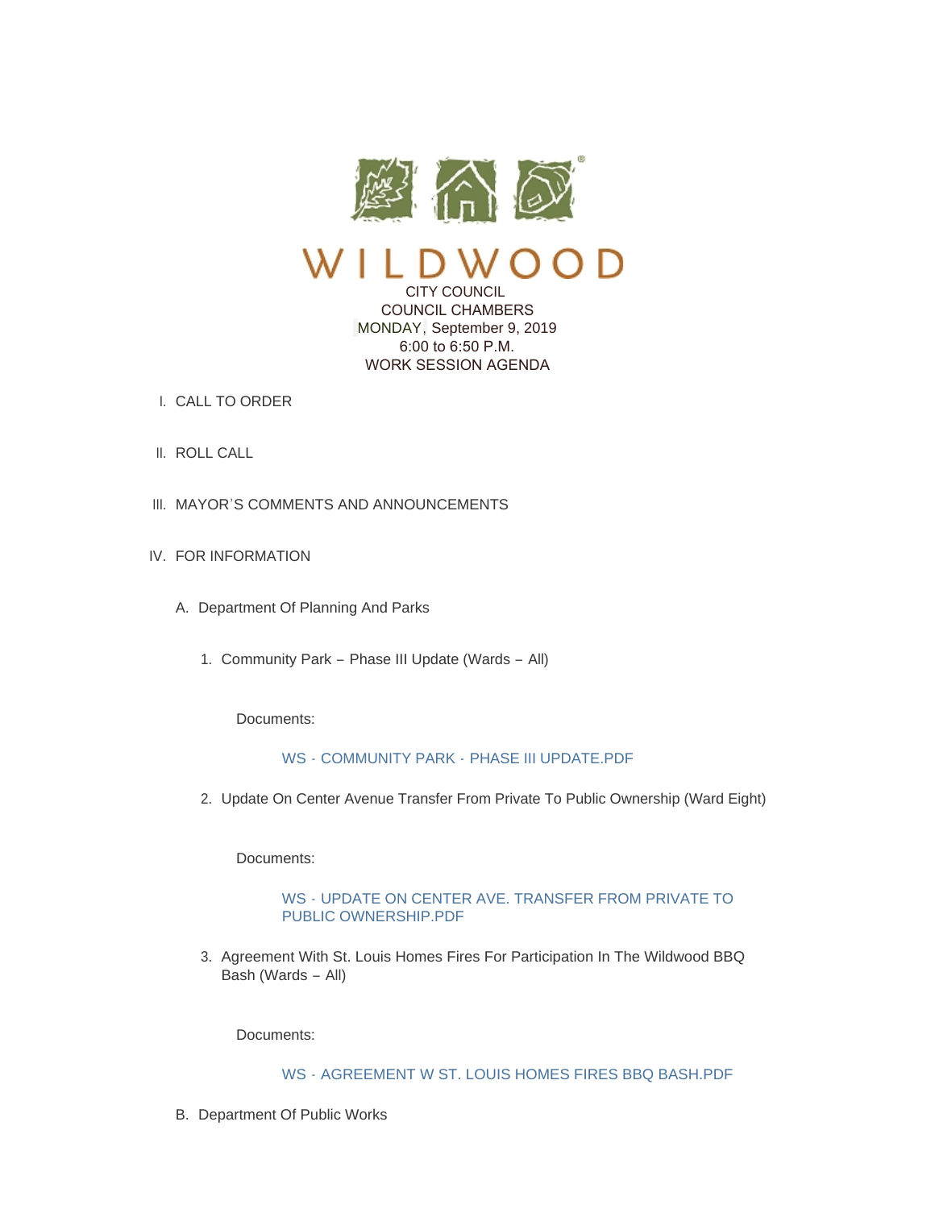# WILDWOOD

CITY COUNCIL
COUNCIL CHAMBERS
MONDAY, September 9, 2019
6:00 to 6:50 P.M.
WORK SESSION AGENDA

I. CALL TO ORDER

II. ROLL CALL

III. MAYOR'S COMMENTS AND ANNOUNCEMENTS

IV. FOR INFORMATION

A. Department Of Planning And Parks

1. Community Park – Phase III Update (Wards – All)

Documents:

WS - COMMUNITY PARK - PHASE III UPDATE.PDF

2. Update On Center Avenue Transfer From Private To Public Ownership (Ward Eight)

Documents:

WS - UPDATE ON CENTER AVE. TRANSFER FROM PRIVATE TO PUBLIC OWNERSHIP.PDF

3. Agreement With St. Louis Homes Fires For Participation In The Wildwood BBQ Bash (Wards – All)

Documents:

WS - AGREEMENT W ST. LOUIS HOMES FIRES BBQ BASH.PDF

B. Department Of Public Works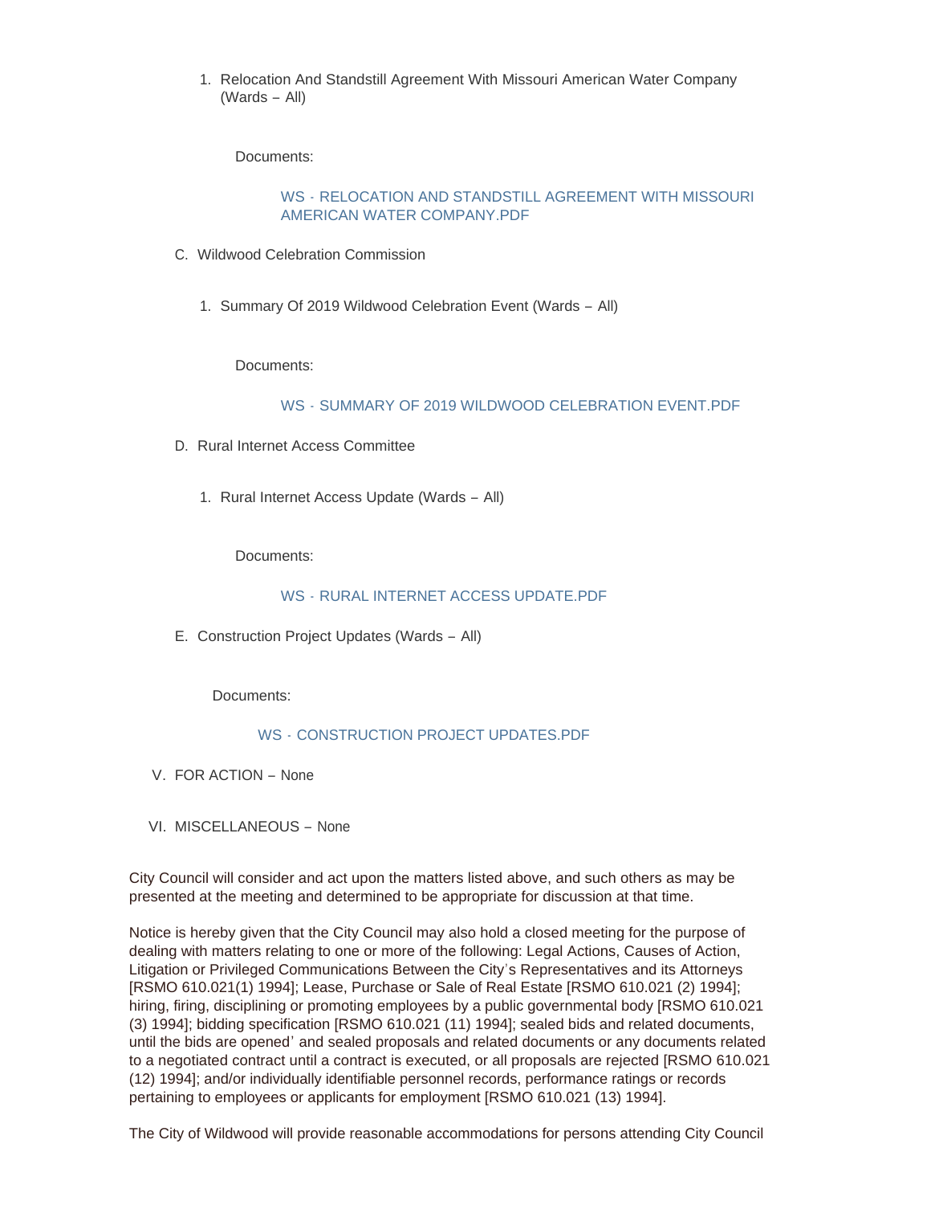1. Relocation And Standstill Agreement With Missouri American Water Company (Wards – All)

   Documents:

   WS - RELOCATION AND STANDSTILL AGREEMENT WITH MISSOURI AMERICAN WATER COMPANY.PDF

C. Wildwood Celebration Commission

   1. Summary Of 2019 Wildwood Celebration Event (Wards – All)

      Documents:

      WS - SUMMARY OF 2019 WILDWOOD CELEBRATION EVENT.PDF

D. Rural Internet Access Committee

   1. Rural Internet Access Update (Wards – All)

      Documents:

      WS - RURAL INTERNET ACCESS UPDATE.PDF

E. Construction Project Updates (Wards – All)

   Documents:

   WS - CONSTRUCTION PROJECT UPDATES.PDF

V. FOR ACTION – None

VI. MISCELLANEOUS – None

City Council will consider and act upon the matters listed above, and such others as may be presented at the meeting and determined to be appropriate for discussion at that time.

Notice is hereby given that the City Council may also hold a closed meeting for the purpose of dealing with matters relating to one or more of the following: Legal Actions, Causes of Action, Litigation or Privileged Communications Between the City's Representatives and its Attorneys [RSMO 610.021(1) 1994]; Lease, Purchase or Sale of Real Estate [RSMO 610.021 (2) 1994]; hiring, firing, disciplining or promoting employees by a public governmental body [RSMO 610.021 (3) 1994]; bidding specification [RSMO 610.021 (11) 1994]; sealed bids and related documents, until the bids are opened' and sealed proposals and related documents or any documents related to a negotiated contract until a contract is executed, or all proposals are rejected [RSMO 610.021 (12) 1994]; and/or individually identifiable personnel records, performance ratings or records pertaining to employees or applicants for employment [RSMO 610.021 (13) 1994].

The City of Wildwood will provide reasonable accommodations for persons attending City Council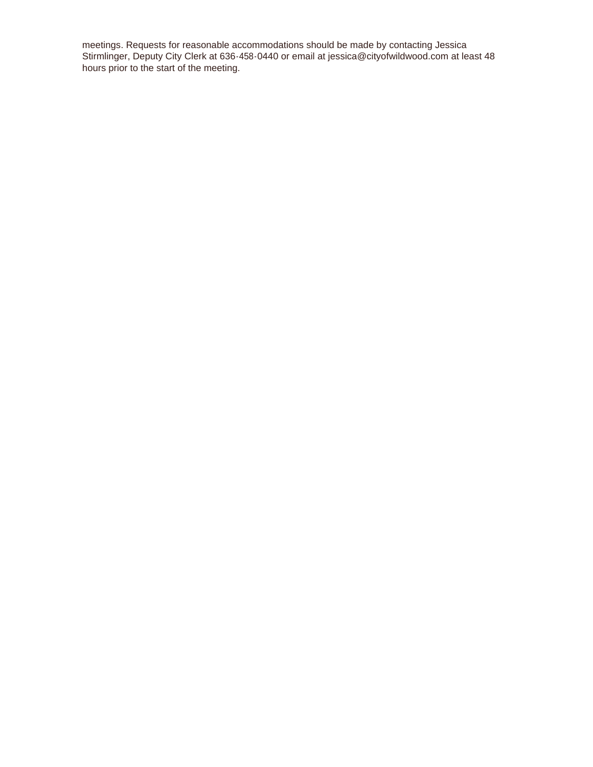meetings. Requests for reasonable accommodations should be made by contacting Jessica Stirmlinger, Deputy City Clerk at 636-458-0440 or email at jessica@cityofwildwood.com at least 48 hours prior to the start of the meeting.